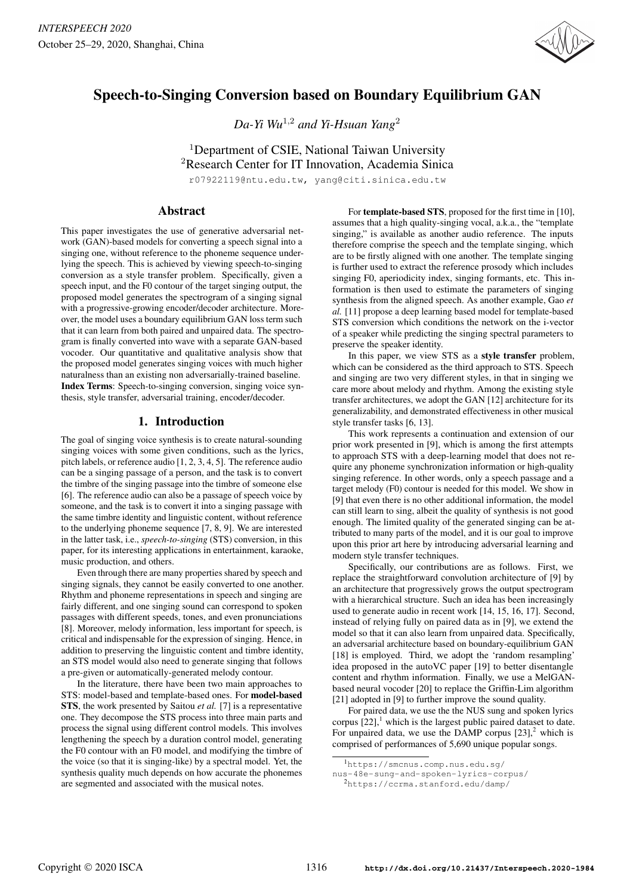# Speech-to-Singing Conversion based on Boundary Equilibrium GAN

*Da-Yi Wu*[1,2] *and Yi-Hsuan Yang*[2]

[1]Department of CSIE, National Taiwan University
[2]Research Center for IT Innovation, Academia Sinica

r07922119@ntu.edu.tw, yang@citi.sinica.edu.tw

## Abstract

This paper investigates the use of generative adversarial network (GAN)-based models for converting a speech signal into a singing one, without reference to the phoneme sequence underlying the speech. This is achieved by viewing speech-to-singing conversion as a style transfer problem. Specifically, given a speech input, and the F0 contour of the target singing output, the proposed model generates the spectrogram of a singing signal with a progressive-growing encoder/decoder architecture. Moreover, the model uses a boundary equilibrium GAN loss term such that it can learn from both paired and unpaired data. The spectrogram is finally converted into wave with a separate GAN-based vocoder. Our quantitative and qualitative analysis show that the proposed model generates singing voices with much higher naturalness than an existing non adversarially-trained baseline.

**Index Terms**: Speech-to-singing conversion, singing voice synthesis, style transfer, adversarial training, encoder/decoder.

## 1. Introduction

The goal of singing voice synthesis is to create natural-sounding singing voices with some given conditions, such as the lyrics, pitch labels, or reference audio [1, 2, 3, 4, 5]. The reference audio can be a singing passage of a person, and the task is to convert the timbre of the singing passage into the timbre of someone else [6]. The reference audio can also be a passage of speech voice by someone, and the task is to convert it into a singing passage with the same timbre identity and linguistic content, without reference to the underlying phoneme sequence [7, 8, 9]. We are interested in the latter task, i.e., *speech-to-singing* (STS) conversion, in this paper, for its interesting applications in entertainment, karaoke, music production, and others.

Even through there are many properties shared by speech and singing signals, they cannot be easily converted to one another. Rhythm and phoneme representations in speech and singing are fairly different, and one singing sound can correspond to spoken passages with different speeds, tones, and even pronunciations [8]. Moreover, melody information, less important for speech, is critical and indispensable for the expression of singing. Hence, in addition to preserving the linguistic content and timbre identity, an STS model would also need to generate singing that follows a pre-given or automatically-generated melody contour.

In the literature, there have been two main approaches to STS: model-based and template-based ones. For **model-based STS**, the work presented by Saitou *et al.* [7] is a representative one. They decompose the STS process into three main parts and process the signal using different control models. This involves lengthening the speech by a duration control model, generating the F0 contour with an F0 model, and modifying the timbre of the voice (so that it is singing-like) by a spectral model. Yet, the synthesis quality much depends on how accurate the phonemes are segmented and associated with the musical notes.

For **template-based STS**, proposed for the first time in [10], assumes that a high quality-singing vocal, a.k.a., the "template singing," is available as another audio reference. The inputs therefore comprise the speech and the template singing, which are to be firstly aligned with one another. The template singing is further used to extract the reference prosody which includes singing F0, aperiodicity index, singing formants, etc. This information is then used to estimate the parameters of singing synthesis from the aligned speech. As another example, Gao *et al.* [11] propose a deep learning based model for template-based STS conversion which conditions the network on the i-vector of a speaker while predicting the singing spectral parameters to preserve the speaker identity.

In this paper, we view STS as a **style transfer** problem, which can be considered as the third approach to STS. Speech and singing are two very different styles, in that in singing we care more about melody and rhythm. Among the existing style transfer architectures, we adopt the GAN [12] architecture for its generalizability, and demonstrated effectiveness in other musical style transfer tasks [6, 13].

This work represents a continuation and extension of our prior work presented in [9], which is among the first attempts to approach STS with a deep-learning model that does not require any phoneme synchronization information or high-quality singing reference. In other words, only a speech passage and a target melody (F0) contour is needed for this model. We show in [9] that even there is no other additional information, the model can still learn to sing, albeit the quality of synthesis is not good enough. The limited quality of the generated singing can be attributed to many parts of the model, and it is our goal to improve upon this prior art here by introducing adversarial learning and modern style transfer techniques.

Specifically, our contributions are as follows. First, we replace the straightforward convolution architecture of [9] by an architecture that progressively grows the output spectrogram with a hierarchical structure. Such an idea has been increasingly used to generate audio in recent work [14, 15, 16, 17]. Second, instead of relying fully on paired data as in [9], we extend the model so that it can also learn from unpaired data. Specifically, an adversarial architecture based on boundary-equilibrium GAN [18] is employed. Third, we adopt the 'random resampling' idea proposed in the autoVC paper [19] to better disentangle content and rhythm information. Finally, we use a MelGAN-based neural vocoder [20] to replace the Griffin-Lim algorithm [21] adopted in [9] to further improve the sound quality.

For paired data, we use the the NUS sung and spoken lyrics corpus [22],[1] which is the largest public paired dataset to date. For unpaired data, we use the DAMP corpus [23],[2] which is comprised of performances of 5,690 unique popular songs.

[1]https://smcnus.comp.nus.edu.sg/nus-48e-sung-and-spoken-lyrics-corpus/

[2]https://ccrma.stanford.edu/damp/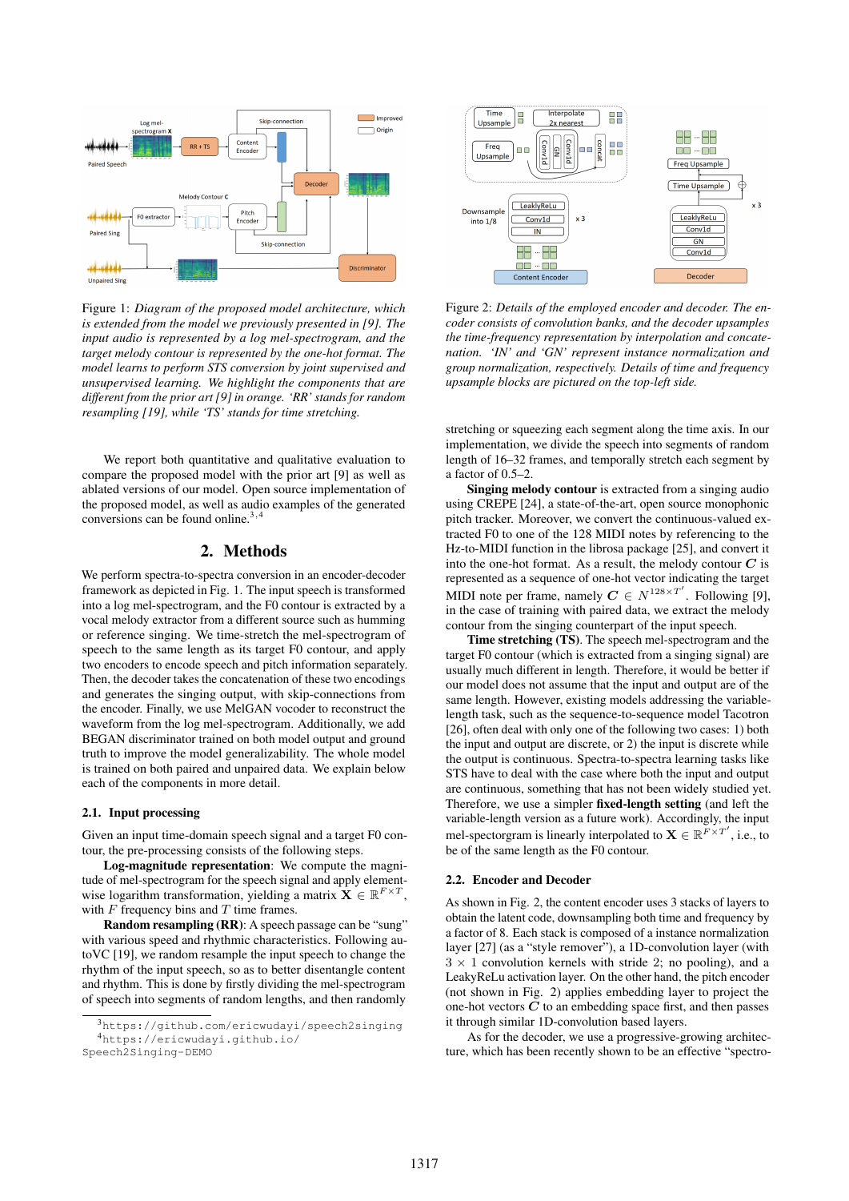Figure 1: *Diagram of the proposed model architecture, which is extended from the model we previously presented in [9]. The input audio is represented by a log mel-spectrogram, and the target melody contour is represented by the one-hot format. The model learns to perform STS conversion by joint supervised and unsupervised learning. We highlight the components that are different from the prior art [9] in orange. 'RR' stands for random resampling [19], while 'TS' stands for time stretching.*

Figure 2: *Details of the employed encoder and decoder. The encoder consists of convolution banks, and the decoder upsamples the time-frequency representation by interpolation and concatenation. 'IN' and 'GN' represent instance normalization and group normalization, respectively. Details of time and frequency upsample blocks are pictured on the top-left side.*

We report both quantitative and qualitative evaluation to compare the proposed model with the prior art [9] as well as ablated versions of our model. Open source implementation of the proposed model, as well as audio examples of the generated conversions can be found online.[3,4]

## 2. Methods

We perform spectra-to-spectra conversion in an encoder-decoder framework as depicted in Fig. 1. The input speech is transformed into a log mel-spectrogram, and the F0 contour is extracted by a vocal melody extractor from a different source such as humming or reference singing. We time-stretch the mel-spectrogram of speech to the same length as its target F0 contour, and apply two encoders to encode speech and pitch information separately. Then, the decoder takes the concatenation of these two encodings and generates the singing output, with skip-connections from the encoder. Finally, we use MelGAN vocoder to reconstruct the waveform from the log mel-spectrogram. Additionally, we add BEGAN discriminator trained on both model output and ground truth to improve the model generalizability. The whole model is trained on both paired and unpaired data. We explain below each of the components in more detail.

### 2.1. Input processing

Given an input time-domain speech signal and a target F0 contour, the pre-processing consists of the following steps.

**Log-magnitude representation**: We compute the magnitude of mel-spectrogram for the speech signal and apply element-wise logarithm transformation, yielding a matrix $\mathbf{X} \in \mathbb{R}^{F \times T}$, with $F$ frequency bins and $T$ time frames.

**Random resampling (RR)**: A speech passage can be "sung" with various speed and rhythmic characteristics. Following autoVC [19], we random resample the input speech to change the rhythm of the input speech, so as to better disentangle content and rhythm. This is done by firstly dividing the mel-spectrogram of speech into segments of random lengths, and then randomly stretching or squeezing each segment along the time axis. In our implementation, we divide the speech into segments of random length of 16–32 frames, and temporally stretch each segment by a factor of 0.5–2.

**Singing melody contour** is extracted from a singing audio using CREPE [24], a state-of-the-art, open source monophonic pitch tracker. Moreover, we convert the continuous-valued extracted F0 to one of the 128 MIDI notes by referencing to the Hz-to-MIDI function in the librosa package [25], and convert it into the one-hot format. As a result, the melody contour $\boldsymbol{C}$ is represented as a sequence of one-hot vector indicating the target MIDI note per frame, namely $\boldsymbol{C} \in N^{128 \times T'}$. Following [9], in the case of training with paired data, we extract the melody contour from the singing counterpart of the input speech.

**Time stretching (TS)**. The speech mel-spectrogram and the target F0 contour (which is extracted from a singing signal) are usually much different in length. Therefore, it would be better if our model does not assume that the input and output are of the same length. However, existing models addressing the variable-length task, such as the sequence-to-sequence model Tacotron [26], often deal with only one of the following two cases: 1) both the input and output are discrete, or 2) the input is discrete while the output is continuous. Spectra-to-spectra learning tasks like STS have to deal with the case where both the input and output are continuous, something that has not been widely studied yet. Therefore, we use a simpler **fixed-length setting** (and left the variable-length version as a future work). Accordingly, the input mel-spectorgram is linearly interpolated to $\mathbf{X} \in \mathbb{R}^{F \times T'}$, i.e., to be of the same length as the F0 contour.

### 2.2. Encoder and Decoder

As shown in Fig. 2, the content encoder uses 3 stacks of layers to obtain the latent code, downsampling both time and frequency by a factor of 8. Each stack is composed of a instance normalization layer [27] (as a "style remover"), a 1D-convolution layer (with $3 \times 1$ convolution kernels with stride 2; no pooling), and a LeakyReLu activation layer. On the other hand, the pitch encoder (not shown in Fig. 2) applies embedding layer to project the one-hot vectors $\boldsymbol{C}$ to an embedding space first, and then passes it through similar 1D-convolution based layers.

As for the decoder, we use a progressive-growing architecture, which has been recently shown to be an effective "spectro-

[3] https://github.com/ericwudayi/speech2singing
[4] https://ericwudayi.github.io/Speech2Singing-DEMO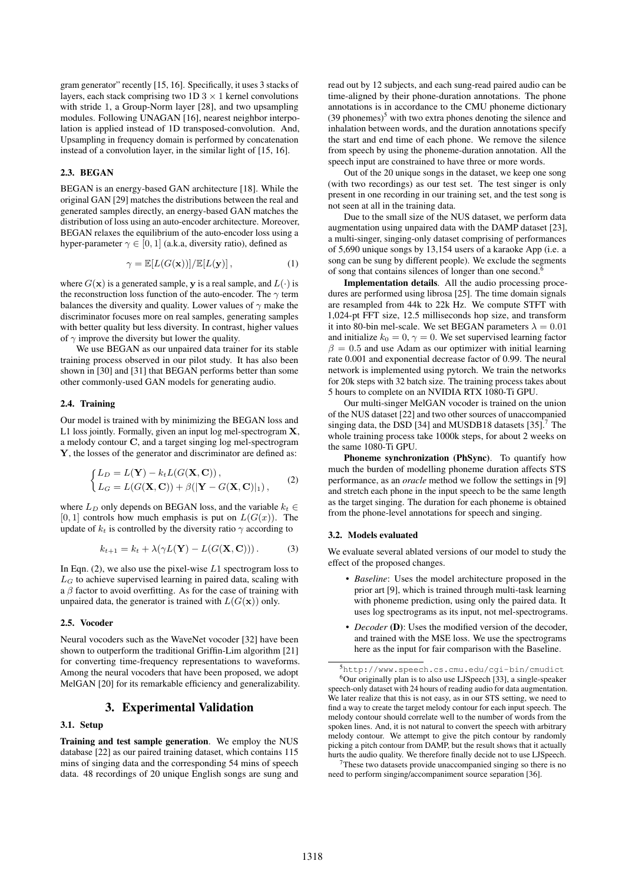gram generator" recently [15, 16]. Specifically, it uses 3 stacks of layers, each stack comprising two 1D $3 \times 1$ kernel convolutions with stride 1, a Group-Norm layer [28], and two upsampling modules. Following UNAGAN [16], nearest neighbor interpolation is applied instead of 1D transposed-convolution. And, Upsampling in frequency domain is performed by concatenation instead of a convolution layer, in the similar light of [15, 16].

### 2.3. BEGAN

BEGAN is an energy-based GAN architecture [18]. While the original GAN [29] matches the distributions between the real and generated samples directly, an energy-based GAN matches the distribution of loss using an auto-encoder architecture. Moreover, BEGAN relaxes the equilibrium of the auto-encoder loss using a hyper-parameter $\gamma \in [0, 1]$ (a.k.a, diversity ratio), defined as

$$\gamma = \mathbb{E}[L(G(\mathbf{x}))]/\mathbb{E}[L(\mathbf{y})]\,, \tag{1}$$

where $G(\mathbf{x})$ is a generated sample, $\mathbf{y}$ is a real sample, and $L(\cdot)$ is the reconstruction loss function of the auto-encoder. The $\gamma$ term balances the diversity and quality. Lower values of $\gamma$ make the discriminator focuses more on real samples, generating samples with better quality but less diversity. In contrast, higher values of $\gamma$ improve the diversity but lower the quality.

We use BEGAN as our unpaired data trainer for its stable training process observed in our pilot study. It has also been shown in [30] and [31] that BEGAN performs better than some other commonly-used GAN models for generating audio.

### 2.4. Training

Our model is trained with by minimizing the BEGAN loss and L1 loss jointly. Formally, given an input log mel-spectrogram $\mathbf{X}$, a melody contour $\mathbf{C}$, and a target singing log mel-spectrogram $\mathbf{Y}$, the losses of the generator and discriminator are defined as:

$$\begin{cases} L_D = L(\mathbf{Y}) - k_t L(G(\mathbf{X}, \mathbf{C}))\,, \\ L_G = L(G(\mathbf{X}, \mathbf{C})) + \beta(|\mathbf{Y} - G(\mathbf{X}, \mathbf{C})|_1)\,, \end{cases} \tag{2}$$

where $L_D$ only depends on BEGAN loss, and the variable $k_t \in [0, 1]$ controls how much emphasis is put on $L(G(x))$. The update of $k_t$ is controlled by the diversity ratio $\gamma$ according to

$$k_{t+1} = k_t + \lambda(\gamma L(\mathbf{Y}) - L(G(\mathbf{X}, \mathbf{C})))\,. \tag{3}$$

In Eqn. (2), we also use the pixel-wise $L1$ spectrogram loss to $L_G$ to achieve supervised learning in paired data, scaling with a $\beta$ factor to avoid overfitting. As for the case of training with unpaired data, the generator is trained with $L(G(\mathbf{x}))$ only.

### 2.5. Vocoder

Neural vocoders such as the WaveNet vocoder [32] have been shown to outperform the traditional Griffin-Lim algorithm [21] for converting time-frequency representations to waveforms. Among the neural vocoders that have been proposed, we adopt MelGAN [20] for its remarkable efficiency and generalizability.

## 3. Experimental Validation

### 3.1. Setup

**Training and test sample generation**. We employ the NUS database [22] as our paired training dataset, which contains 115 mins of singing data and the corresponding 54 mins of speech data. 48 recordings of 20 unique English songs are sung and read out by 12 subjects, and each sung-read paired audio can be time-aligned by their phone-duration annotations. The phone annotations is in accordance to the CMU phoneme dictionary (39 phonemes)[5] with two extra phones denoting the silence and inhalation between words, and the duration annotations specify the start and end time of each phone. We remove the silence from speech by using the phoneme-duration annotation. All the speech input are constrained to have three or more words.

Out of the 20 unique songs in the dataset, we keep one song (with two recordings) as our test set. The test singer is only present in one recording in our training set, and the test song is not seen at all in the training data.

Due to the small size of the NUS dataset, we perform data augmentation using unpaired data with the DAMP dataset [23], a multi-singer, singing-only dataset comprising of performances of 5,690 unique songs by 13,154 users of a karaoke App (i.e. a song can be sung by different people). We exclude the segments of song that contains silences of longer than one second.[6]

**Implementation details**. All the audio processing procedures are performed using librosa [25]. The time domain signals are resampled from 44k to 22k Hz. We compute STFT with 1,024-pt FFT size, 12.5 milliseconds hop size, and transform it into 80-bin mel-scale. We set BEGAN parameters $\lambda = 0.01$ and initialize $k_0 = 0$, $\gamma = 0$. We set supervised learning factor $\beta = 0.5$ and use Adam as our optimizer with initial learning rate 0.001 and exponential decrease factor of 0.99. The neural network is implemented using pytorch. We train the networks for 20k steps with 32 batch size. The training process takes about 5 hours to complete on an NVIDIA RTX 1080-Ti GPU.

Our multi-singer MelGAN vocoder is trained on the union of the NUS dataset [22] and two other sources of unaccompanied singing data, the DSD [34] and MUSDB18 datasets [35].[7] The whole training process take 1000k steps, for about 2 weeks on the same 1080-Ti GPU.

**Phoneme synchronization (PhSync)**. To quantify how much the burden of modelling phoneme duration affects STS performance, as an *oracle* method we follow the settings in [9] and stretch each phone in the input speech to be the same length as the target singing. The duration for each phoneme is obtained from the phone-level annotations for speech and singing.

### 3.2. Models evaluated

We evaluate several ablated versions of our model to study the effect of the proposed changes.

- *Baseline*: Uses the model architecture proposed in the prior art [9], which is trained through multi-task learning with phoneme prediction, using only the paired data. It uses log spectrograms as its input, not mel-spectrograms.
- *Decoder* (**D**): Uses the modified version of the decoder, and trained with the MSE loss. We use the spectrograms here as the input for fair comparison with the Baseline.

[5] http://www.speech.cs.cmu.edu/cgi-bin/cmudict

[6] Our originally plan is to also use LJSpeech [33], a single-speaker speech-only dataset with 24 hours of reading audio for data augmentation. We later realize that this is not easy, as in our STS setting, we need to find a way to create the target melody contour for each input speech. The melody contour should correlate well to the number of words from the spoken lines. And, it is not natural to convert the speech with arbitrary melody contour. We attempt to give the pitch contour by randomly picking a pitch contour from DAMP, but the result shows that it actually hurts the audio quality. We therefore finally decide not to use LJSpeech.

[7] These two datasets provide unaccompanied singing so there is no need to perform singing/accompaniment source separation [36].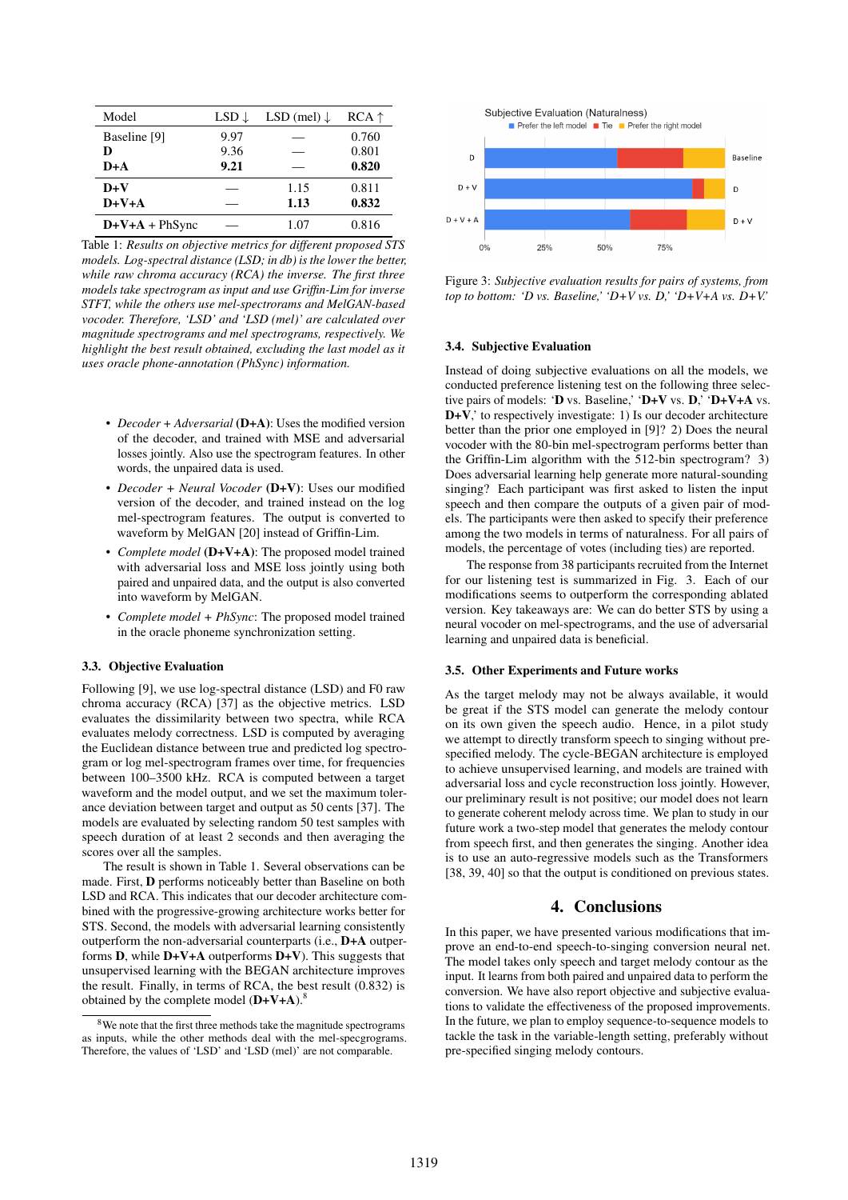| Model | LSD ↓ | LSD (mel) ↓ | RCA ↑ |
|---|---|---|---|
| Baseline [9] | 9.97 | — | 0.760 |
| **D** | 9.36 | — | 0.801 |
| **D+A** | **9.21** | — | **0.820** |
| **D+V** | — | 1.15 | 0.811 |
| **D+V+A** | — | **1.13** | **0.832** |
| **D+V+A** + PhSync | — | 1.07 | 0.816 |

Table 1: *Results on objective metrics for different proposed STS models. Log-spectral distance (LSD; in db) is the lower the better, while raw chroma accuracy (RCA) the inverse. The first three models take spectrogram as input and use Griffin-Lim for inverse STFT, while the others use mel-spectrograms and MelGAN-based vocoder. Therefore, 'LSD' and 'LSD (mel)' are calculated over magnitude spectrograms and mel spectrograms, respectively. We highlight the best result obtained, excluding the last model as it uses oracle phone-annotation (PhSync) information.*

- *Decoder + Adversarial* (**D+A**): Uses the modified version of the decoder, and trained with MSE and adversarial losses jointly. Also use the spectrogram features. In other words, the unpaired data is used.
- *Decoder + Neural Vocoder* (**D+V**): Uses our modified version of the decoder, and trained instead on the log mel-spectrogram features. The output is converted to waveform by MelGAN [20] instead of Griffin-Lim.
- *Complete model* (**D+V+A**): The proposed model trained with adversarial loss and MSE loss jointly using both paired and unpaired data, and the output is also converted into waveform by MelGAN.
- *Complete model + PhSync*: The proposed model trained in the oracle phoneme synchronization setting.

### 3.3. Objective Evaluation

Following [9], we use log-spectral distance (LSD) and F0 raw chroma accuracy (RCA) [37] as the objective metrics. LSD evaluates the dissimilarity between two spectra, while RCA evaluates melody correctness. LSD is computed by averaging the Euclidean distance between true and predicted log spectrogram or log mel-spectrogram frames over time, for frequencies between 100–3500 kHz. RCA is computed between a target waveform and the model output, and we set the maximum tolerance deviation between target and output as 50 cents [37]. The models are evaluated by selecting random 50 test samples with speech duration of at least 2 seconds and then averaging the scores over all the samples.

The result is shown in Table 1. Several observations can be made. First, **D** performs noticeably better than Baseline on both LSD and RCA. This indicates that our decoder architecture combined with the progressive-growing architecture works better for STS. Second, the models with adversarial learning consistently outperform the non-adversarial counterparts (i.e., **D+A** outperforms **D**, while **D+V+A** outperforms **D+V**). This suggests that unsupervised learning with the BEGAN architecture improves the result. Finally, in terms of RCA, the best result (0.832) is obtained by the complete model (**D+V+A**).[8]

[8] We note that the first three methods take the magnitude spectrograms as inputs, while the other methods deal with the mel-specgrograms. Therefore, the values of 'LSD' and 'LSD (mel)' are not comparable.

Figure 3: *Subjective evaluation results for pairs of systems, from top to bottom: 'D vs. Baseline,' 'D+V vs. D,' 'D+V+A vs. D+V.'*

### 3.4. Subjective Evaluation

Instead of doing subjective evaluations on all the models, we conducted preference listening test on the following three selective pairs of models: '**D** vs. Baseline,' '**D+V** vs. **D**,' '**D+V+A** vs. **D+V**,' to respectively investigate: 1) Is our decoder architecture better than the prior one employed in [9]? 2) Does the neural vocoder with the 80-bin mel-spectrogram performs better than the Griffin-Lim algorithm with the 512-bin spectrogram? 3) Does adversarial learning help generate more natural-sounding singing? Each participant was first asked to listen the input speech and then compare the outputs of a given pair of models. The participants were then asked to specify their preference among the two models in terms of naturalness. For all pairs of models, the percentage of votes (including ties) are reported.

The response from 38 participants recruited from the Internet for our listening test is summarized in Fig. 3. Each of our modifications seems to outperform the corresponding ablated version. Key takeaways are: We can do better STS by using a neural vocoder on mel-spectrograms, and the use of adversarial learning and unpaired data is beneficial.

### 3.5. Other Experiments and Future works

As the target melody may not be always available, it would be great if the STS model can generate the melody contour on its own given the speech audio. Hence, in a pilot study we attempt to directly transform speech to singing without prespecified melody. The cycle-BEGAN architecture is employed to achieve unsupervised learning, and models are trained with adversarial loss and cycle reconstruction loss jointly. However, our preliminary result is not positive; our model does not learn to generate coherent melody across time. We plan to study in our future work a two-step model that generates the melody contour from speech first, and then generates the singing. Another idea is to use an auto-regressive models such as the Transformers [38, 39, 40] so that the output is conditioned on previous states.

## 4. Conclusions

In this paper, we have presented various modifications that improve an end-to-end speech-to-singing conversion neural net. The model takes only speech and target melody contour as the input. It learns from both paired and unpaired data to perform the conversion. We have also report objective and subjective evaluations to validate the effectiveness of the proposed improvements. In the future, we plan to employ sequence-to-sequence models to tackle the task in the variable-length setting, preferably without pre-specified singing melody contours.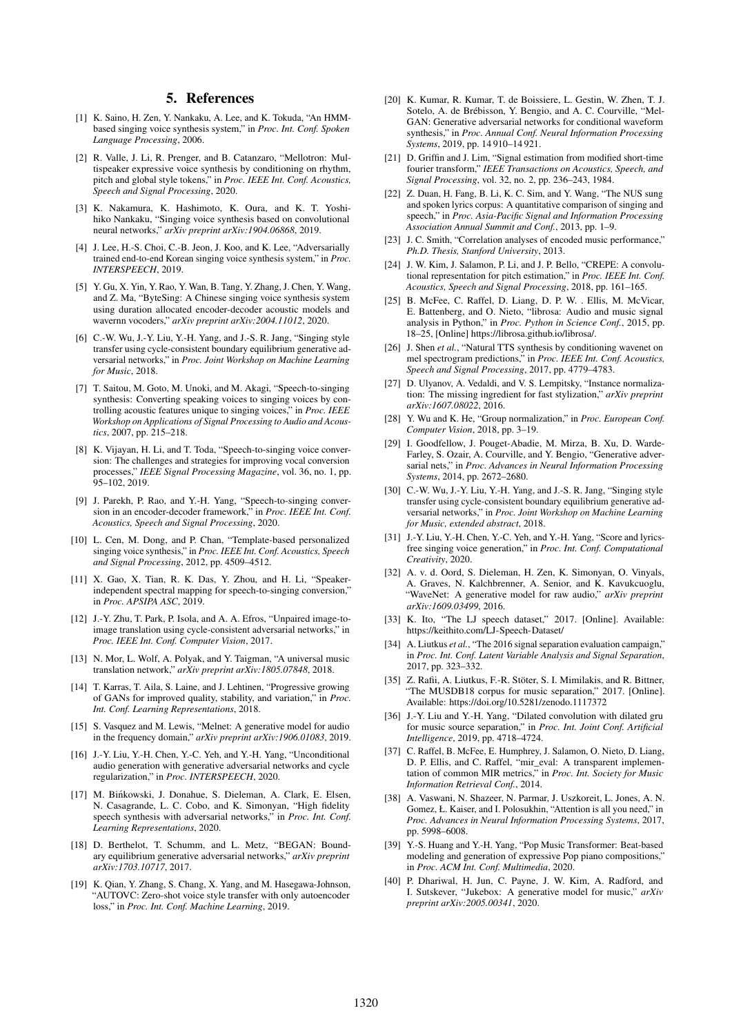## 5. References

[1] K. Saino, H. Zen, Y. Nankaku, A. Lee, and K. Tokuda, "An HMM-based singing voice synthesis system," in *Proc. Int. Conf. Spoken Language Processing*, 2006.

[2] R. Valle, J. Li, R. Prenger, and B. Catanzaro, "Mellotron: Multispeaker expressive voice synthesis by conditioning on rhythm, pitch and global style tokens," in *Proc. IEEE Int. Conf. Acoustics, Speech and Signal Processing*, 2020.

[3] K. Nakamura, K. Hashimoto, K. Oura, and K. T. Yoshihiko Nankaku, "Singing voice synthesis based on convolutional neural networks," *arXiv preprint arXiv:1904.06868*, 2019.

[4] J. Lee, H.-S. Choi, C.-B. Jeon, J. Koo, and K. Lee, "Adversarially trained end-to-end Korean singing voice synthesis system," in *Proc. INTERSPEECH*, 2019.

[5] Y. Gu, X. Yin, Y. Rao, Y. Wan, B. Tang, Y. Zhang, J. Chen, Y. Wang, and Z. Ma, "ByteSing: A Chinese singing voice synthesis system using duration allocated encoder-decoder acoustic models and wavernn vocoders," *arXiv preprint arXiv:2004.11012*, 2020.

[6] C.-W. Wu, J.-Y. Liu, Y.-H. Yang, and J.-S. R. Jang, "Singing style transfer using cycle-consistent boundary equilibrium generative adversarial networks," in *Proc. Joint Workshop on Machine Learning for Music*, 2018.

[7] T. Saitou, M. Goto, M. Unoki, and M. Akagi, "Speech-to-singing synthesis: Converting speaking voices to singing voices by controlling acoustic features unique to singing voices," in *Proc. IEEE Workshop on Applications of Signal Processing to Audio and Acoustics*, 2007, pp. 215–218.

[8] K. Vijayan, H. Li, and T. Toda, "Speech-to-singing voice conversion: The challenges and strategies for improving vocal conversion processes," *IEEE Signal Processing Magazine*, vol. 36, no. 1, pp. 95–102, 2019.

[9] J. Parekh, P. Rao, and Y.-H. Yang, "Speech-to-singing conversion in an encoder-decoder framework," in *Proc. IEEE Int. Conf. Acoustics, Speech and Signal Processing*, 2020.

[10] L. Cen, M. Dong, and P. Chan, "Template-based personalized singing voice synthesis," in *Proc. IEEE Int. Conf. Acoustics, Speech and Signal Processing*, 2012, pp. 4509–4512.

[11] X. Gao, X. Tian, R. K. Das, Y. Zhou, and H. Li, "Speaker-independent spectral mapping for speech-to-singing conversion," in *Proc. APSIPA ASC*, 2019.

[12] J.-Y. Zhu, T. Park, P. Isola, and A. A. Efros, "Unpaired image-to-image translation using cycle-consistent adversarial networks," in *Proc. IEEE Int. Conf. Computer Vision*, 2017.

[13] N. Mor, L. Wolf, A. Polyak, and Y. Taigman, "A universal music translation network," *arXiv preprint arXiv:1805.07848*, 2018.

[14] T. Karras, T. Aila, S. Laine, and J. Lehtinen, "Progressive growing of GANs for improved quality, stability, and variation," in *Proc. Int. Conf. Learning Representations*, 2018.

[15] S. Vasquez and M. Lewis, "Melnet: A generative model for audio in the frequency domain," *arXiv preprint arXiv:1906.01083*, 2019.

[16] J.-Y. Liu, Y.-H. Chen, Y.-C. Yeh, and Y.-H. Yang, "Unconditional audio generation with generative adversarial networks and cycle regularization," in *Proc. INTERSPEECH*, 2020.

[17] M. Bińkowski, J. Donahue, S. Dieleman, A. Clark, E. Elsen, N. Casagrande, L. C. Cobo, and K. Simonyan, "High fidelity speech synthesis with adversarial networks," in *Proc. Int. Conf. Learning Representations*, 2020.

[18] D. Berthelot, T. Schumm, and L. Metz, "BEGAN: Boundary equilibrium generative adversarial networks," *arXiv preprint arXiv:1703.10717*, 2017.

[19] K. Qian, Y. Zhang, S. Chang, X. Yang, and M. Hasegawa-Johnson, "AUTOVC: Zero-shot voice style transfer with only autoencoder loss," in *Proc. Int. Conf. Machine Learning*, 2019.

[20] K. Kumar, R. Kumar, T. de Boissiere, L. Gestin, W. Zhen, T. J. Sotelo, A. de Brébisson, Y. Bengio, and A. C. Courville, "MelGAN: Generative adversarial networks for conditional waveform synthesis," in *Proc. Annual Conf. Neural Information Processing Systems*, 2019, pp. 14 910–14 921.

[21] D. Griffin and J. Lim, "Signal estimation from modified short-time fourier transform," *IEEE Transactions on Acoustics, Speech, and Signal Processing*, vol. 32, no. 2, pp. 236–243, 1984.

[22] Z. Duan, H. Fang, B. Li, K. C. Sim, and Y. Wang, "The NUS sung and spoken lyrics corpus: A quantitative comparison of singing and speech," in *Proc. Asia-Pacific Signal and Information Processing Association Annual Summit and Conf.*, 2013, pp. 1–9.

[23] J. C. Smith, "Correlation analyses of encoded music performance," *Ph.D. Thesis, Stanford University*, 2013.

[24] J. W. Kim, J. Salamon, P. Li, and J. P. Bello, "CREPE: A convolutional representation for pitch estimation," in *Proc. IEEE Int. Conf. Acoustics, Speech and Signal Processing*, 2018, pp. 161–165.

[25] B. McFee, C. Raffel, D. Liang, D. P. W. . Ellis, M. McVicar, E. Battenberg, and O. Nieto, "librosa: Audio and music signal analysis in Python," in *Proc. Python in Science Conf.*, 2015, pp. 18–25, [Online] https://librosa.github.io/librosa/.

[26] J. Shen *et al.*, "Natural TTS synthesis by conditioning wavenet on mel spectrogram predictions," in *Proc. IEEE Int. Conf. Acoustics, Speech and Signal Processing*, 2017, pp. 4779–4783.

[27] D. Ulyanov, A. Vedaldi, and V. S. Lempitsky, "Instance normalization: The missing ingredient for fast stylization," *arXiv preprint arXiv:1607.08022*, 2016.

[28] Y. Wu and K. He, "Group normalization," in *Proc. European Conf. Computer Vision*, 2018, pp. 3–19.

[29] I. Goodfellow, J. Pouget-Abadie, M. Mirza, B. Xu, D. Warde-Farley, S. Ozair, A. Courville, and Y. Bengio, "Generative adversarial nets," in *Proc. Advances in Neural Information Processing Systems*, 2014, pp. 2672–2680.

[30] C.-W. Wu, J.-Y. Liu, Y.-H. Yang, and J.-S. R. Jang, "Singing style transfer using cycle-consistent boundary equilibrium generative adversarial networks," in *Proc. Joint Workshop on Machine Learning for Music, extended abstract*, 2018.

[31] J.-Y. Liu, Y.-H. Chen, Y.-C. Yeh, and Y.-H. Yang, "Score and lyrics-free singing voice generation," in *Proc. Int. Conf. Computational Creativity*, 2020.

[32] A. v. d. Oord, S. Dieleman, H. Zen, K. Simonyan, O. Vinyals, A. Graves, N. Kalchbrenner, A. Senior, and K. Kavukcuoglu, "WaveNet: A generative model for raw audio," *arXiv preprint arXiv:1609.03499*, 2016.

[33] K. Ito, "The LJ speech dataset," 2017. [Online]. Available: https://keithito.com/LJ-Speech-Dataset/

[34] A. Liutkus *et al.*, "The 2016 signal separation evaluation campaign," in *Proc. Int. Conf. Latent Variable Analysis and Signal Separation*, 2017, pp. 323–332.

[35] Z. Rafii, A. Liutkus, F.-R. Stöter, S. I. Mimilakis, and R. Bittner, "The MUSDB18 corpus for music separation," 2017. [Online]. Available: https://doi.org/10.5281/zenodo.1117372

[36] J.-Y. Liu and Y.-H. Yang, "Dilated convolution with dilated gru for music source separation," in *Proc. Int. Joint Conf. Artificial Intelligence*, 2019, pp. 4718–4724.

[37] C. Raffel, B. McFee, E. Humphrey, J. Salamon, O. Nieto, D. Liang, D. P. Ellis, and C. Raffel, "mir_eval: A transparent implementation of common MIR metrics," in *Proc. Int. Society for Music Information Retrieval Conf.*, 2014.

[38] A. Vaswani, N. Shazeer, N. Parmar, J. Uszkoreit, L. Jones, A. N. Gomez, Ł. Kaiser, and I. Polosukhin, "Attention is all you need," in *Proc. Advances in Neural Information Processing Systems*, 2017, pp. 5998–6008.

[39] Y.-S. Huang and Y.-H. Yang, "Pop Music Transformer: Beat-based modeling and generation of expressive Pop piano compositions," in *Proc. ACM Int. Conf. Multimedia*, 2020.

[40] P. Dhariwal, H. Jun, C. Payne, J. W. Kim, A. Radford, and I. Sutskever, "Jukebox: A generative model for music," *arXiv preprint arXiv:2005.00341*, 2020.